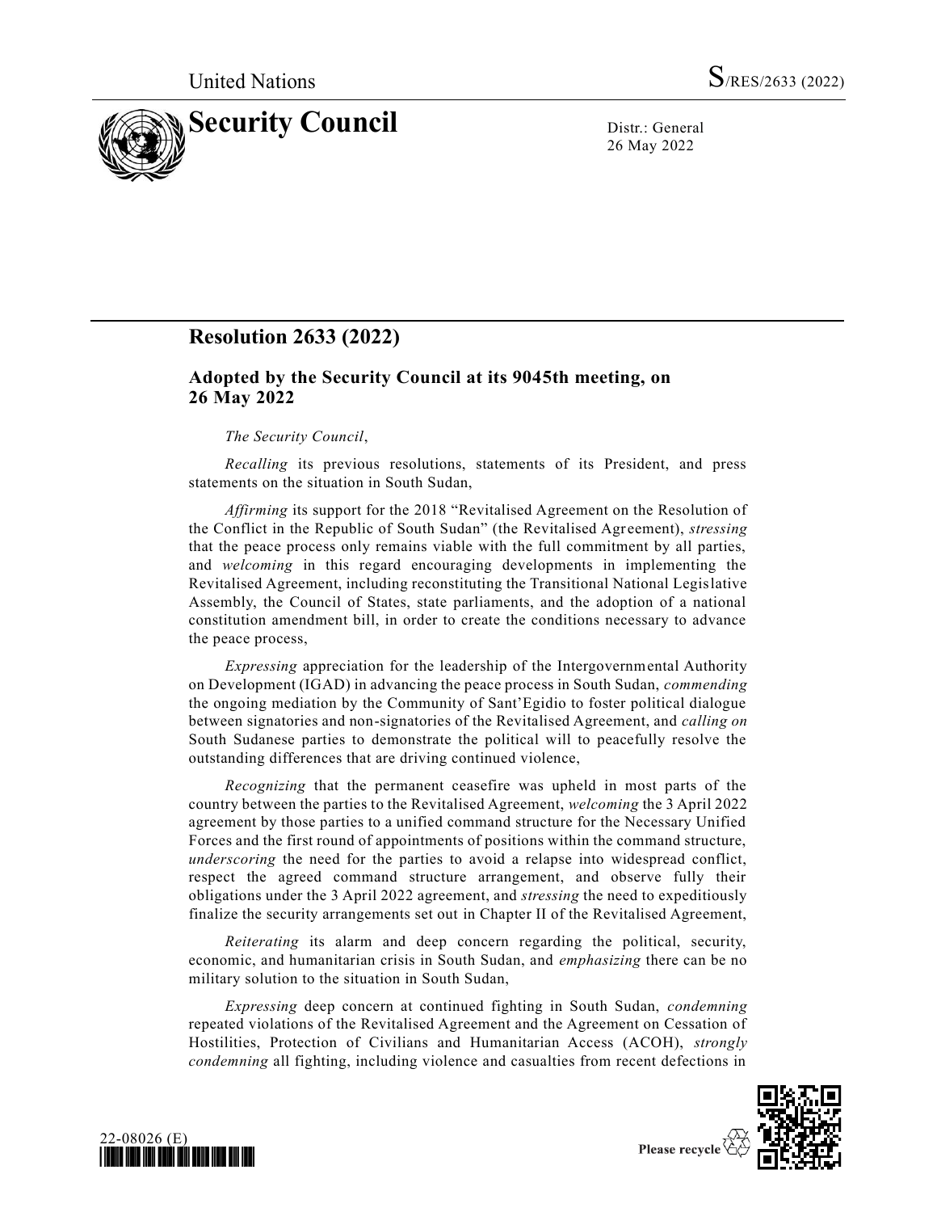# Resolution 2633 (2022)

## Adopted by the Security Council at its 9045th meeting, on 26 May 2022

*The Security Council*,

*Recalling* its previous resolutions, statements of its President, and press statements on the situation in South Sudan,

*Affirming* its support for the 2018 "Revitalised Agreement on the Resolution of the Conflict in the Republic of South Sudan" (the Revitalised Agreement), *stressing* that the peace process only remains viable with the full commitment by all parties, and *welcoming* in this regard encouraging developments in implementing the Revitalised Agreement, including reconstituting the Transitional National Legislative Assembly, the Council of States, state parliaments, and the adoption of a national constitution amendment bill, in order to create the conditions necessary to advance the peace process,

*Expressing* appreciation for the leadership of the Intergovernmental Authority on Development (IGAD) in advancing the peace process in South Sudan, *commending* the ongoing mediation by the Community of Sant'Egidio to foster political dialogue between signatories and non-signatories of the Revitalised Agreement, and *calling on* South Sudanese parties to demonstrate the political will to peacefully resolve the outstanding differences that are driving continued violence,

*Recognizing* that the permanent ceasefire was upheld in most parts of the country between the parties to the Revitalised Agreement, *welcoming* the 3 April 2022 agreement by those parties to a unified command structure for the Necessary Unified Forces and the first round of appointments of positions within the command structure, *underscoring* the need for the parties to avoid a relapse into widespread conflict, respect the agreed command structure arrangement, and observe fully their obligations under the 3 April 2022 agreement, and *stressing* the need to expeditiously finalize the security arrangements set out in Chapter II of the Revitalised Agreement,

*Reiterating* its alarm and deep concern regarding the political, security, economic, and humanitarian crisis in South Sudan, and *emphasizing* there can be no military solution to the situation in South Sudan,

*Expressing* deep concern at continued fighting in South Sudan, *condemning* repeated violations of the Revitalised Agreement and the Agreement on Cessation of Hostilities, Protection of Civilians and Humanitarian Access (ACOH), *strongly condemning* all fighting, including violence and casualties from recent defections in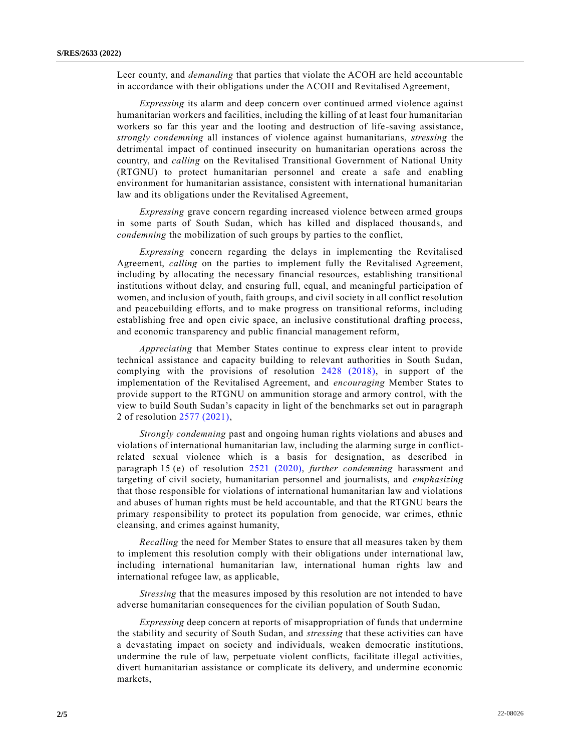Leer county, and *demanding* that parties that violate the ACOH are held accountable in accordance with their obligations under the ACOH and Revitalised Agreement,

*Expressing* its alarm and deep concern over continued armed violence against humanitarian workers and facilities, including the killing of at least four humanitarian workers so far this year and the looting and destruction of life-saving assistance, *strongly condemning* all instances of violence against humanitarians, *stressing* the detrimental impact of continued insecurity on humanitarian operations across the country, and *calling* on the Revitalised Transitional Government of National Unity (RTGNU) to protect humanitarian personnel and create a safe and enabling environment for humanitarian assistance, consistent with international humanitarian law and its obligations under the Revitalised Agreement,

*Expressing* grave concern regarding increased violence between armed groups in some parts of South Sudan, which has killed and displaced thousands, and *condemning* the mobilization of such groups by parties to the conflict,

*Expressing* concern regarding the delays in implementing the Revitalised Agreement, *calling* on the parties to implement fully the Revitalised Agreement, including by allocating the necessary financial resources, establishing transitional institutions without delay, and ensuring full, equal, and meaningful participation of women, and inclusion of youth, faith groups, and civil society in all conflict resolution and peacebuilding efforts, and to make progress on transitional reforms, including establishing free and open civic space, an inclusive constitutional drafting process, and economic transparency and public financial management reform,

*Appreciating* that Member States continue to express clear intent to provide technical assistance and capacity building to relevant authorities in South Sudan, complying with the provisions of resolution 2428 (2018), in support of the implementation of the Revitalised Agreement, and *encouraging* Member States to provide support to the RTGNU on ammunition storage and armory control, with the view to build South Sudan's capacity in light of the benchmarks set out in paragraph 2 of resolution 2577 (2021),

*Strongly condemning* past and ongoing human rights violations and abuses and violations of international humanitarian law, including the alarming surge in conflict-related sexual violence which is a basis for designation, as described in paragraph 15 (e) of resolution 2521 (2020), *further condemning* harassment and targeting of civil society, humanitarian personnel and journalists, and *emphasizing* that those responsible for violations of international humanitarian law and violations and abuses of human rights must be held accountable, and that the RTGNU bears the primary responsibility to protect its population from genocide, war crimes, ethnic cleansing, and crimes against humanity,

*Recalling* the need for Member States to ensure that all measures taken by them to implement this resolution comply with their obligations under international law, including international humanitarian law, international human rights law and international refugee law, as applicable,

*Stressing* that the measures imposed by this resolution are not intended to have adverse humanitarian consequences for the civilian population of South Sudan,

*Expressing* deep concern at reports of misappropriation of funds that undermine the stability and security of South Sudan, and *stressing* that these activities can have a devastating impact on society and individuals, weaken democratic institutions, undermine the rule of law, perpetuate violent conflicts, facilitate illegal activities, divert humanitarian assistance or complicate its delivery, and undermine economic markets,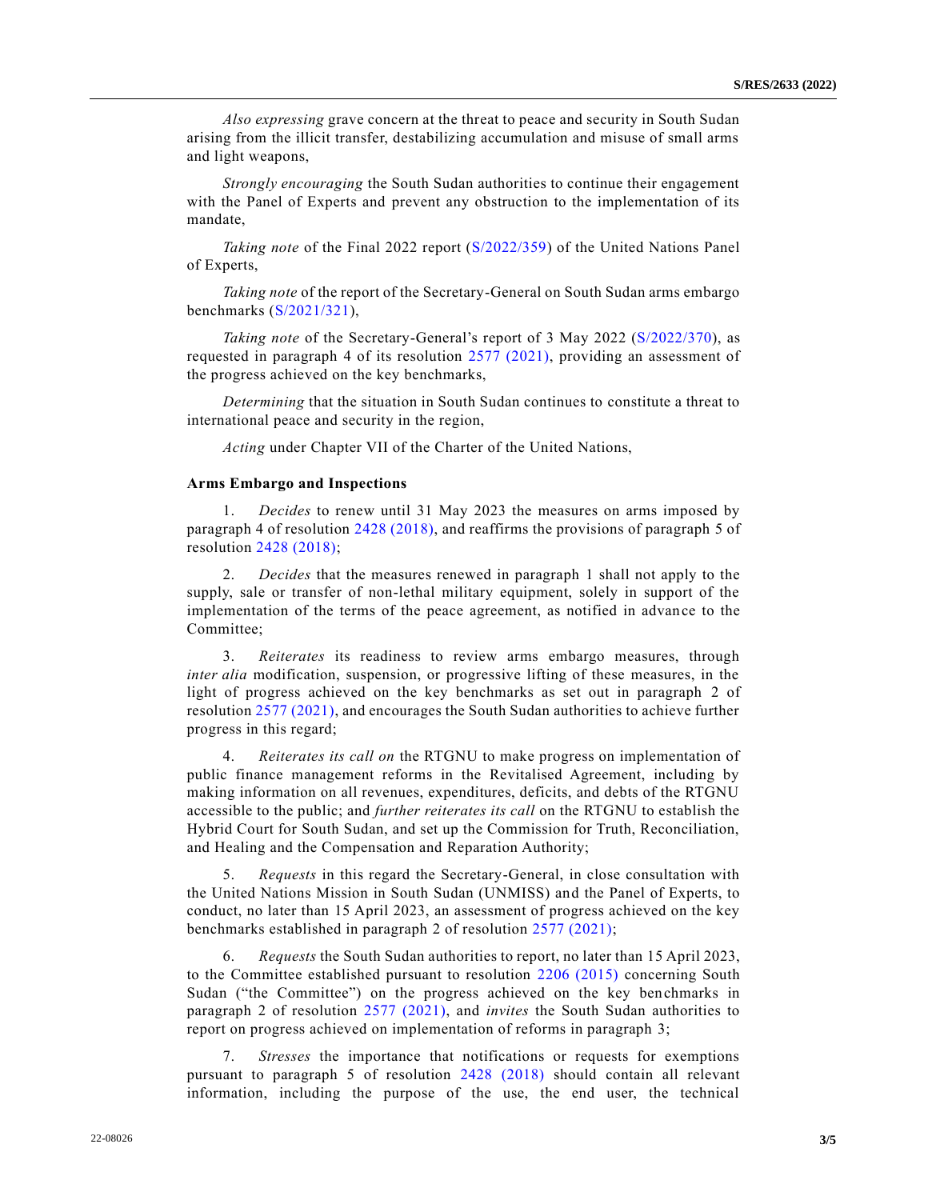*Also expressing* grave concern at the threat to peace and security in South Sudan arising from the illicit transfer, destabilizing accumulation and misuse of small arms and light weapons,

*Strongly encouraging* the South Sudan authorities to continue their engagement with the Panel of Experts and prevent any obstruction to the implementation of its mandate,

*Taking note* of the Final 2022 report (S/2022/359) of the United Nations Panel of Experts,

*Taking note* of the report of the Secretary-General on South Sudan arms embargo benchmarks (S/2021/321),

*Taking note* of the Secretary-General's report of 3 May 2022 (S/2022/370), as requested in paragraph 4 of its resolution 2577 (2021), providing an assessment of the progress achieved on the key benchmarks,

*Determining* that the situation in South Sudan continues to constitute a threat to international peace and security in the region,

*Acting* under Chapter VII of the Charter of the United Nations,

**Arms Embargo and Inspections**

1. *Decides* to renew until 31 May 2023 the measures on arms imposed by paragraph 4 of resolution 2428 (2018), and reaffirms the provisions of paragraph 5 of resolution 2428 (2018);

2. *Decides* that the measures renewed in paragraph 1 shall not apply to the supply, sale or transfer of non-lethal military equipment, solely in support of the implementation of the terms of the peace agreement, as notified in advance to the Committee;

3. *Reiterates* its readiness to review arms embargo measures, through *inter alia* modification, suspension, or progressive lifting of these measures, in the light of progress achieved on the key benchmarks as set out in paragraph 2 of resolution 2577 (2021), and encourages the South Sudan authorities to achieve further progress in this regard;

4. *Reiterates its call on* the RTGNU to make progress on implementation of public finance management reforms in the Revitalised Agreement, including by making information on all revenues, expenditures, deficits, and debts of the RTGNU accessible to the public; and *further reiterates its call* on the RTGNU to establish the Hybrid Court for South Sudan, and set up the Commission for Truth, Reconciliation, and Healing and the Compensation and Reparation Authority;

5. *Requests* in this regard the Secretary-General, in close consultation with the United Nations Mission in South Sudan (UNMISS) and the Panel of Experts, to conduct, no later than 15 April 2023, an assessment of progress achieved on the key benchmarks established in paragraph 2 of resolution 2577 (2021);

6. *Requests* the South Sudan authorities to report, no later than 15 April 2023, to the Committee established pursuant to resolution 2206 (2015) concerning South Sudan ("the Committee") on the progress achieved on the key benchmarks in paragraph 2 of resolution 2577 (2021), and *invites* the South Sudan authorities to report on progress achieved on implementation of reforms in paragraph 3;

7. *Stresses* the importance that notifications or requests for exemptions pursuant to paragraph 5 of resolution 2428 (2018) should contain all relevant information, including the purpose of the use, the end user, the technical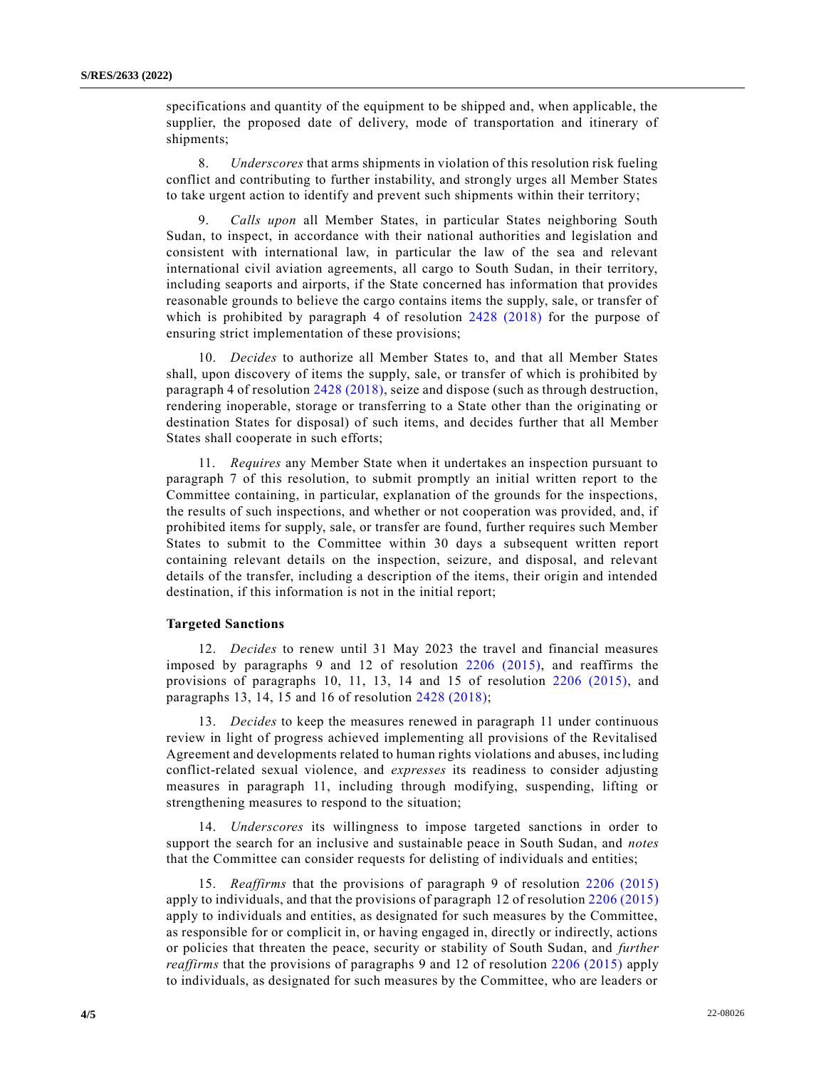specifications and quantity of the equipment to be shipped and, when applicable, the supplier, the proposed date of delivery, mode of transportation and itinerary of shipments;

8. *Underscores* that arms shipments in violation of this resolution risk fueling conflict and contributing to further instability, and strongly urges all Member States to take urgent action to identify and prevent such shipments within their territory;

9. *Calls upon* all Member States, in particular States neighboring South Sudan, to inspect, in accordance with their national authorities and legislation and consistent with international law, in particular the law of the sea and relevant international civil aviation agreements, all cargo to South Sudan, in their territory, including seaports and airports, if the State concerned has information that provides reasonable grounds to believe the cargo contains items the supply, sale, or transfer of which is prohibited by paragraph 4 of resolution 2428 (2018) for the purpose of ensuring strict implementation of these provisions;

10. *Decides* to authorize all Member States to, and that all Member States shall, upon discovery of items the supply, sale, or transfer of which is prohibited by paragraph 4 of resolution 2428 (2018), seize and dispose (such as through destruction, rendering inoperable, storage or transferring to a State other than the originating or destination States for disposal) of such items, and decides further that all Member States shall cooperate in such efforts;

11. *Requires* any Member State when it undertakes an inspection pursuant to paragraph 7 of this resolution, to submit promptly an initial written report to the Committee containing, in particular, explanation of the grounds for the inspections, the results of such inspections, and whether or not cooperation was provided, and, if prohibited items for supply, sale, or transfer are found, further requires such Member States to submit to the Committee within 30 days a subsequent written report containing relevant details on the inspection, seizure, and disposal, and relevant details of the transfer, including a description of the items, their origin and intended destination, if this information is not in the initial report;

**Targeted Sanctions**

12. *Decides* to renew until 31 May 2023 the travel and financial measures imposed by paragraphs 9 and 12 of resolution 2206 (2015), and reaffirms the provisions of paragraphs 10, 11, 13, 14 and 15 of resolution 2206 (2015), and paragraphs 13, 14, 15 and 16 of resolution 2428 (2018);

13. *Decides* to keep the measures renewed in paragraph 11 under continuous review in light of progress achieved implementing all provisions of the Revitalised Agreement and developments related to human rights violations and abuses, including conflict-related sexual violence, and *expresses* its readiness to consider adjusting measures in paragraph 11, including through modifying, suspending, lifting or strengthening measures to respond to the situation;

14. *Underscores* its willingness to impose targeted sanctions in order to support the search for an inclusive and sustainable peace in South Sudan, and *notes* that the Committee can consider requests for delisting of individuals and entities;

15. *Reaffirms* that the provisions of paragraph 9 of resolution 2206 (2015) apply to individuals, and that the provisions of paragraph 12 of resolution 2206 (2015) apply to individuals and entities, as designated for such measures by the Committee, as responsible for or complicit in, or having engaged in, directly or indirectly, actions or policies that threaten the peace, security or stability of South Sudan, and *further reaffirms* that the provisions of paragraphs 9 and 12 of resolution 2206 (2015) apply to individuals, as designated for such measures by the Committee, who are leaders or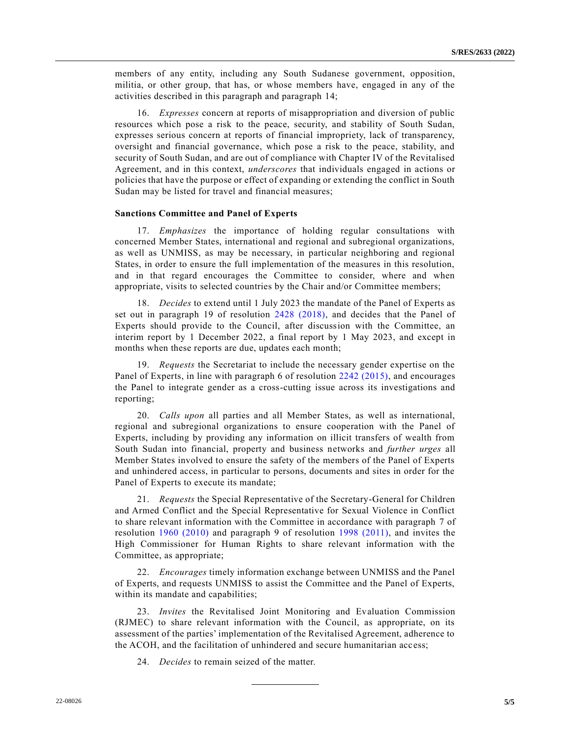members of any entity, including any South Sudanese government, opposition, militia, or other group, that has, or whose members have, engaged in any of the activities described in this paragraph and paragraph 14;

16. *Expresses* concern at reports of misappropriation and diversion of public resources which pose a risk to the peace, security, and stability of South Sudan, expresses serious concern at reports of financial impropriety, lack of transparency, oversight and financial governance, which pose a risk to the peace, stability, and security of South Sudan, and are out of compliance with Chapter IV of the Revitalised Agreement, and in this context, *underscores* that individuals engaged in actions or policies that have the purpose or effect of expanding or extending the conflict in South Sudan may be listed for travel and financial measures;

**Sanctions Committee and Panel of Experts**

17. *Emphasizes* the importance of holding regular consultations with concerned Member States, international and regional and subregional organizations, as well as UNMISS, as may be necessary, in particular neighboring and regional States, in order to ensure the full implementation of the measures in this resolution, and in that regard encourages the Committee to consider, where and when appropriate, visits to selected countries by the Chair and/or Committee members;

18. *Decides* to extend until 1 July 2023 the mandate of the Panel of Experts as set out in paragraph 19 of resolution 2428 (2018), and decides that the Panel of Experts should provide to the Council, after discussion with the Committee, an interim report by 1 December 2022, a final report by 1 May 2023, and except in months when these reports are due, updates each month;

19. *Requests* the Secretariat to include the necessary gender expertise on the Panel of Experts, in line with paragraph 6 of resolution 2242 (2015), and encourages the Panel to integrate gender as a cross-cutting issue across its investigations and reporting;

20. *Calls upon* all parties and all Member States, as well as international, regional and subregional organizations to ensure cooperation with the Panel of Experts, including by providing any information on illicit transfers of wealth from South Sudan into financial, property and business networks and *further urges* all Member States involved to ensure the safety of the members of the Panel of Experts and unhindered access, in particular to persons, documents and sites in order for the Panel of Experts to execute its mandate;

21. *Requests* the Special Representative of the Secretary-General for Children and Armed Conflict and the Special Representative for Sexual Violence in Conflict to share relevant information with the Committee in accordance with paragraph 7 of resolution 1960 (2010) and paragraph 9 of resolution 1998 (2011), and invites the High Commissioner for Human Rights to share relevant information with the Committee, as appropriate;

22. *Encourages* timely information exchange between UNMISS and the Panel of Experts, and requests UNMISS to assist the Committee and the Panel of Experts, within its mandate and capabilities;

23. *Invites* the Revitalised Joint Monitoring and Evaluation Commission (RJMEC) to share relevant information with the Council, as appropriate, on its assessment of the parties' implementation of the Revitalised Agreement, adherence to the ACOH, and the facilitation of unhindered and secure humanitarian access;

24. *Decides* to remain seized of the matter.